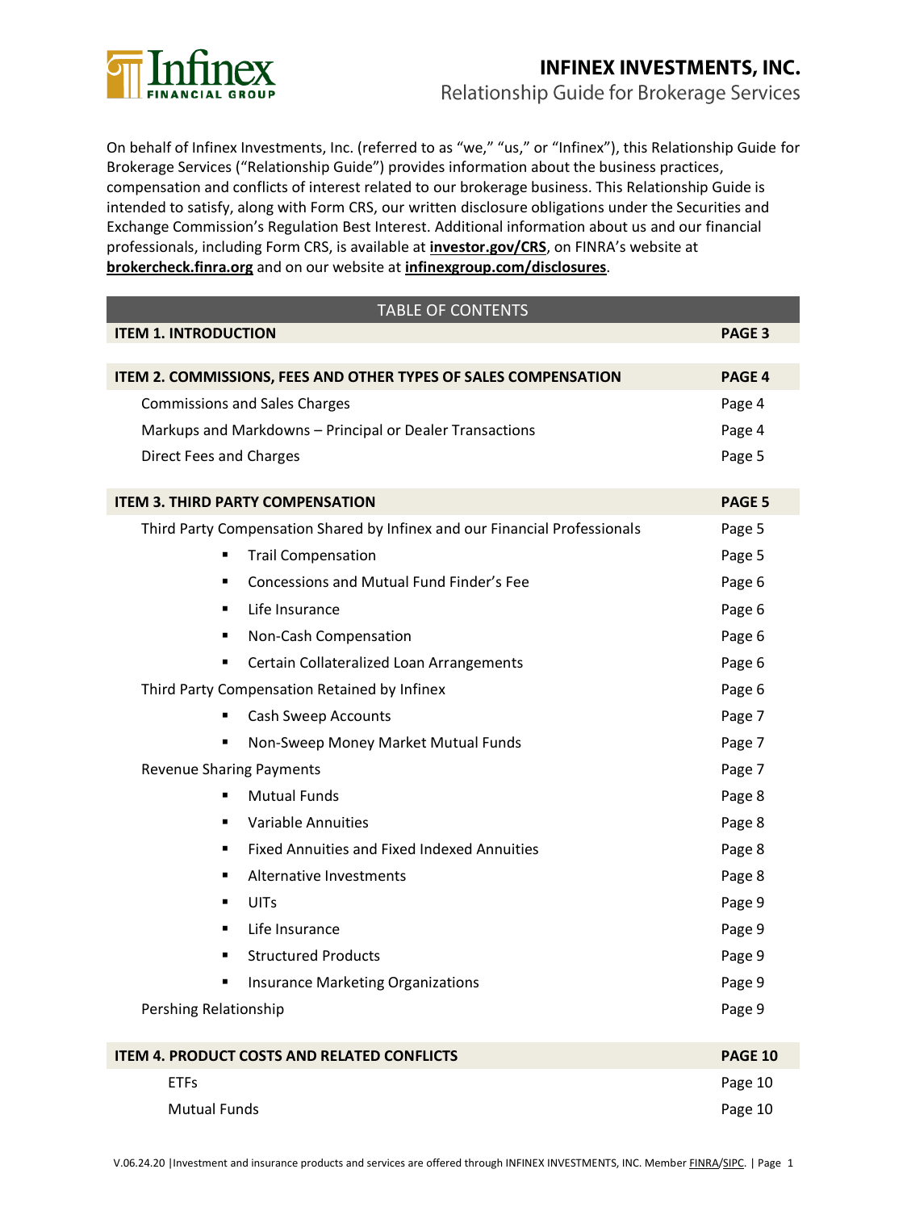# INFINEX INVESTMENTS, INC.

## Relationship Guide for Brokerage Services

On behalf of Infinex Investments, Inc. (referred to as "we," "us," or "Infinex"), this Relationship Guide for Brokerage Services ("Relationship Guide") provides information about the business practices, compensation and conflicts of interest related to our brokerage business. This Relationship Guide is intended to satisfy, along with Form CRS, our written disclosure obligations under the Securities and Exchange Commission's Regulation Best Interest. Additional information about us and our financial professionals, including Form CRS, is available at **investor.gov/CRS**, on FINRA's website at **brokercheck.finra.org** and on our website at **infinexgroup.com/disclosures**.

| TABLE OF CONTENTS | |
|---|---|
| **ITEM 1. INTRODUCTION** | **PAGE 3** |
| **ITEM 2. COMMISSIONS, FEES AND OTHER TYPES OF SALES COMPENSATION** | **PAGE 4** |
| Commissions and Sales Charges | Page 4 |
| Markups and Markdowns – Principal or Dealer Transactions | Page 4 |
| Direct Fees and Charges | Page 5 |
| **ITEM 3. THIRD PARTY COMPENSATION** | **PAGE 5** |
| Third Party Compensation Shared by Infinex and our Financial Professionals | Page 5 |
| ▪ Trail Compensation | Page 5 |
| ▪ Concessions and Mutual Fund Finder's Fee | Page 6 |
| ▪ Life Insurance | Page 6 |
| ▪ Non-Cash Compensation | Page 6 |
| ▪ Certain Collateralized Loan Arrangements | Page 6 |
| Third Party Compensation Retained by Infinex | Page 6 |
| ▪ Cash Sweep Accounts | Page 7 |
| ▪ Non-Sweep Money Market Mutual Funds | Page 7 |
| Revenue Sharing Payments | Page 7 |
| ▪ Mutual Funds | Page 8 |
| ▪ Variable Annuities | Page 8 |
| ▪ Fixed Annuities and Fixed Indexed Annuities | Page 8 |
| ▪ Alternative Investments | Page 8 |
| ▪ UITs | Page 9 |
| ▪ Life Insurance | Page 9 |
| ▪ Structured Products | Page 9 |
| ▪ Insurance Marketing Organizations | Page 9 |
| Pershing Relationship | Page 9 |
| **ITEM 4. PRODUCT COSTS AND RELATED CONFLICTS** | **PAGE 10** |
| ETFs | Page 10 |
| Mutual Funds | Page 10 |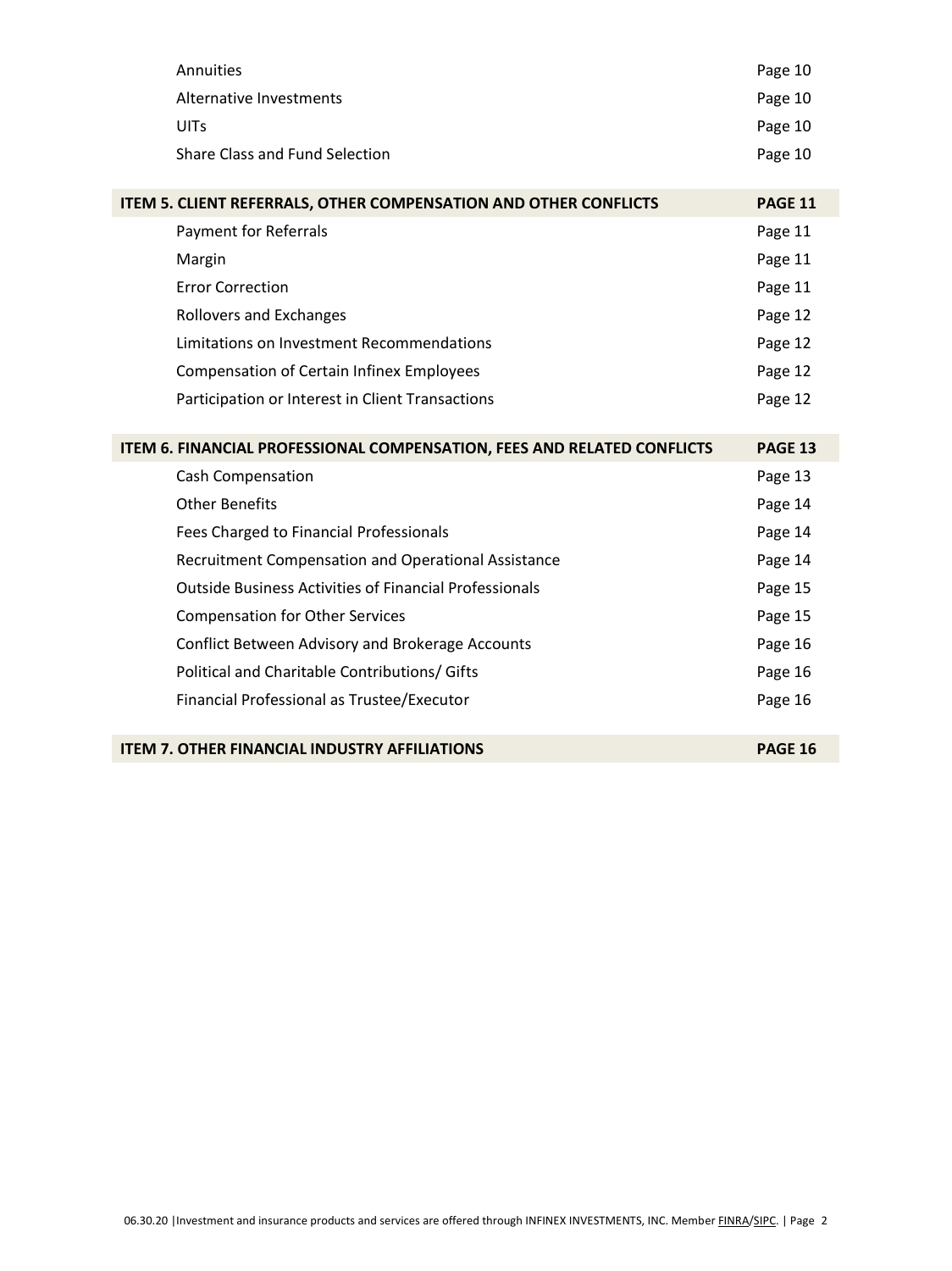| | |
|---|---|
| Annuities | Page 10 |
| Alternative Investments | Page 10 |
| UITs | Page 10 |
| Share Class and Fund Selection | Page 10 |
| **ITEM 5. CLIENT REFERRALS, OTHER COMPENSATION AND OTHER CONFLICTS** | **PAGE 11** |
| Payment for Referrals | Page 11 |
| Margin | Page 11 |
| Error Correction | Page 11 |
| Rollovers and Exchanges | Page 12 |
| Limitations on Investment Recommendations | Page 12 |
| Compensation of Certain Infinex Employees | Page 12 |
| Participation or Interest in Client Transactions | Page 12 |
| **ITEM 6. FINANCIAL PROFESSIONAL COMPENSATION, FEES AND RELATED CONFLICTS** | **PAGE 13** |
| Cash Compensation | Page 13 |
| Other Benefits | Page 14 |
| Fees Charged to Financial Professionals | Page 14 |
| Recruitment Compensation and Operational Assistance | Page 14 |
| Outside Business Activities of Financial Professionals | Page 15 |
| Compensation for Other Services | Page 15 |
| Conflict Between Advisory and Brokerage Accounts | Page 16 |
| Political and Charitable Contributions/ Gifts | Page 16 |
| Financial Professional as Trustee/Executor | Page 16 |
| **ITEM 7. OTHER FINANCIAL INDUSTRY AFFILIATIONS** | **PAGE 16** |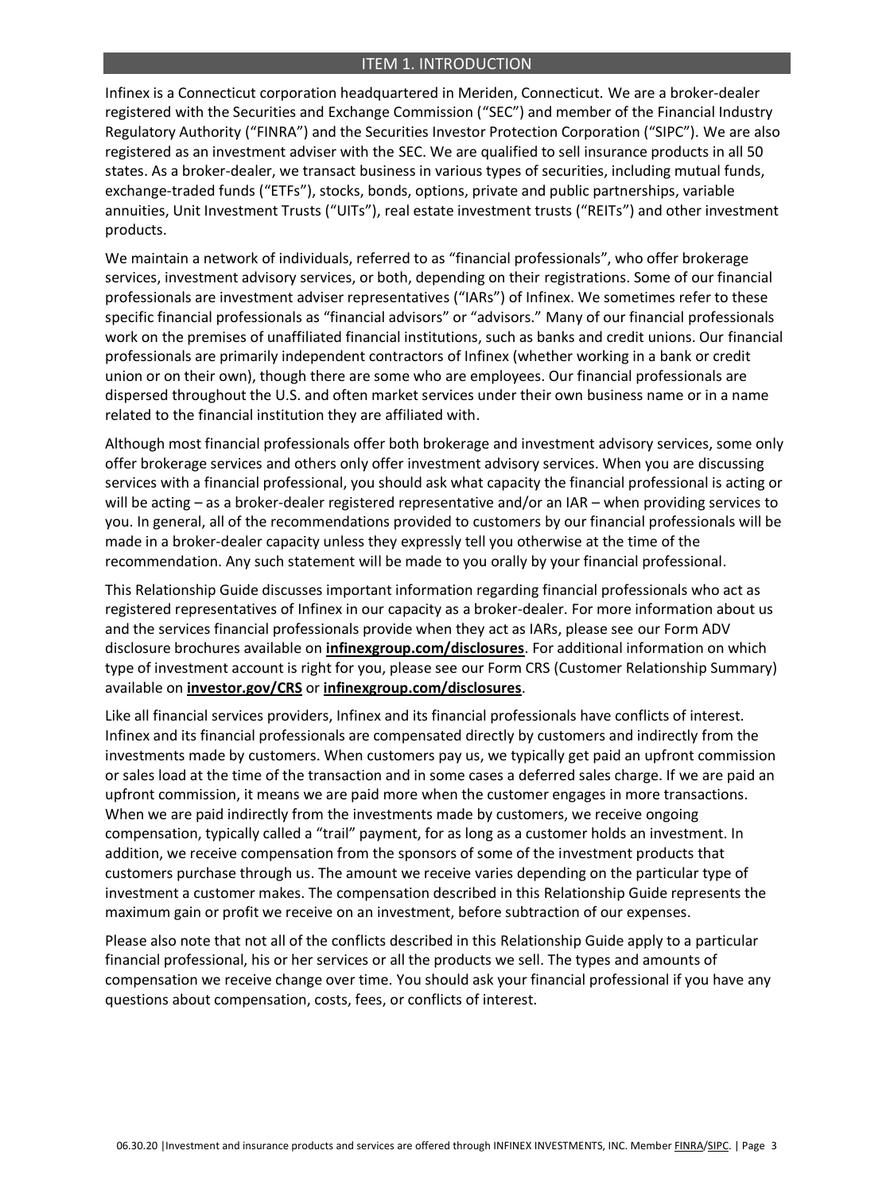## ITEM 1. INTRODUCTION

Infinex is a Connecticut corporation headquartered in Meriden, Connecticut. We are a broker-dealer registered with the Securities and Exchange Commission ("SEC") and member of the Financial Industry Regulatory Authority ("FINRA") and the Securities Investor Protection Corporation ("SIPC"). We are also registered as an investment adviser with the SEC. We are qualified to sell insurance products in all 50 states. As a broker-dealer, we transact business in various types of securities, including mutual funds, exchange-traded funds ("ETFs"), stocks, bonds, options, private and public partnerships, variable annuities, Unit Investment Trusts ("UITs"), real estate investment trusts ("REITs") and other investment products.

We maintain a network of individuals, referred to as "financial professionals", who offer brokerage services, investment advisory services, or both, depending on their registrations. Some of our financial professionals are investment adviser representatives ("IARs") of Infinex. We sometimes refer to these specific financial professionals as "financial advisors" or "advisors." Many of our financial professionals work on the premises of unaffiliated financial institutions, such as banks and credit unions. Our financial professionals are primarily independent contractors of Infinex (whether working in a bank or credit union or on their own), though there are some who are employees. Our financial professionals are dispersed throughout the U.S. and often market services under their own business name or in a name related to the financial institution they are affiliated with.

Although most financial professionals offer both brokerage and investment advisory services, some only offer brokerage services and others only offer investment advisory services. When you are discussing services with a financial professional, you should ask what capacity the financial professional is acting or will be acting – as a broker-dealer registered representative and/or an IAR – when providing services to you. In general, all of the recommendations provided to customers by our financial professionals will be made in a broker-dealer capacity unless they expressly tell you otherwise at the time of the recommendation. Any such statement will be made to you orally by your financial professional.

This Relationship Guide discusses important information regarding financial professionals who act as registered representatives of Infinex in our capacity as a broker-dealer. For more information about us and the services financial professionals provide when they act as IARs, please see our Form ADV disclosure brochures available on **infinexgroup.com/disclosures**. For additional information on which type of investment account is right for you, please see our Form CRS (Customer Relationship Summary) available on **investor.gov/CRS** or **infinexgroup.com/disclosures**.

Like all financial services providers, Infinex and its financial professionals have conflicts of interest. Infinex and its financial professionals are compensated directly by customers and indirectly from the investments made by customers. When customers pay us, we typically get paid an upfront commission or sales load at the time of the transaction and in some cases a deferred sales charge. If we are paid an upfront commission, it means we are paid more when the customer engages in more transactions. When we are paid indirectly from the investments made by customers, we receive ongoing compensation, typically called a "trail" payment, for as long as a customer holds an investment. In addition, we receive compensation from the sponsors of some of the investment products that customers purchase through us. The amount we receive varies depending on the particular type of investment a customer makes. The compensation described in this Relationship Guide represents the maximum gain or profit we receive on an investment, before subtraction of our expenses.

Please also note that not all of the conflicts described in this Relationship Guide apply to a particular financial professional, his or her services or all the products we sell. The types and amounts of compensation we receive change over time. You should ask your financial professional if you have any questions about compensation, costs, fees, or conflicts of interest.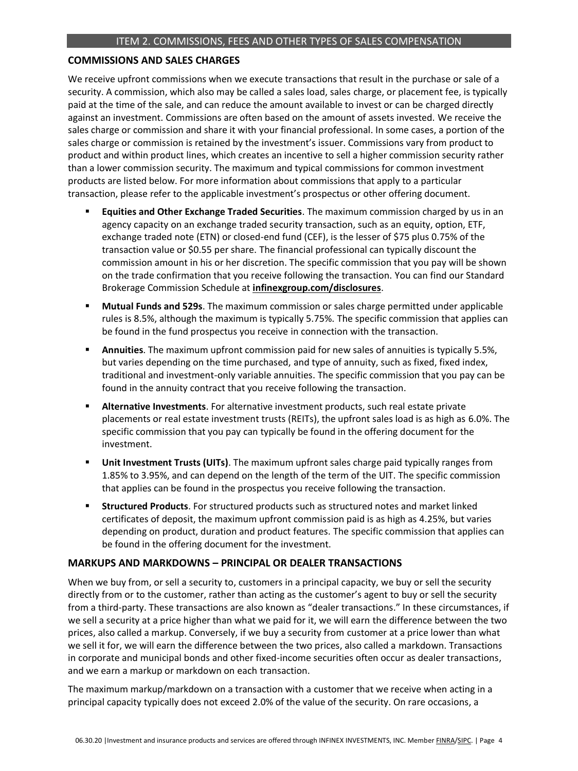## ITEM 2. COMMISSIONS, FEES AND OTHER TYPES OF SALES COMPENSATION

### COMMISSIONS AND SALES CHARGES

We receive upfront commissions when we execute transactions that result in the purchase or sale of a security. A commission, which also may be called a sales load, sales charge, or placement fee, is typically paid at the time of the sale, and can reduce the amount available to invest or can be charged directly against an investment. Commissions are often based on the amount of assets invested. We receive the sales charge or commission and share it with your financial professional. In some cases, a portion of the sales charge or commission is retained by the investment's issuer. Commissions vary from product to product and within product lines, which creates an incentive to sell a higher commission security rather than a lower commission security. The maximum and typical commissions for common investment products are listed below. For more information about commissions that apply to a particular transaction, please refer to the applicable investment's prospectus or other offering document.

- **Equities and Other Exchange Traded Securities**. The maximum commission charged by us in an agency capacity on an exchange traded security transaction, such as an equity, option, ETF, exchange traded note (ETN) or closed-end fund (CEF), is the lesser of $75 plus 0.75% of the transaction value or $0.55 per share. The financial professional can typically discount the commission amount in his or her discretion. The specific commission that you pay will be shown on the trade confirmation that you receive following the transaction. You can find our Standard Brokerage Commission Schedule at **infinexgroup.com/disclosures**.
- **Mutual Funds and 529s**. The maximum commission or sales charge permitted under applicable rules is 8.5%, although the maximum is typically 5.75%. The specific commission that applies can be found in the fund prospectus you receive in connection with the transaction.
- **Annuities**. The maximum upfront commission paid for new sales of annuities is typically 5.5%, but varies depending on the time purchased, and type of annuity, such as fixed, fixed index, traditional and investment-only variable annuities. The specific commission that you pay can be found in the annuity contract that you receive following the transaction.
- **Alternative Investments**. For alternative investment products, such real estate private placements or real estate investment trusts (REITs), the upfront sales load is as high as 6.0%. The specific commission that you pay can typically be found in the offering document for the investment.
- **Unit Investment Trusts (UITs)**. The maximum upfront sales charge paid typically ranges from 1.85% to 3.95%, and can depend on the length of the term of the UIT. The specific commission that applies can be found in the prospectus you receive following the transaction.
- **Structured Products**. For structured products such as structured notes and market linked certificates of deposit, the maximum upfront commission paid is as high as 4.25%, but varies depending on product, duration and product features. The specific commission that applies can be found in the offering document for the investment.

### MARKUPS AND MARKDOWNS – PRINCIPAL OR DEALER TRANSACTIONS

When we buy from, or sell a security to, customers in a principal capacity, we buy or sell the security directly from or to the customer, rather than acting as the customer's agent to buy or sell the security from a third-party. These transactions are also known as "dealer transactions." In these circumstances, if we sell a security at a price higher than what we paid for it, we will earn the difference between the two prices, also called a markup. Conversely, if we buy a security from customer at a price lower than what we sell it for, we will earn the difference between the two prices, also called a markdown. Transactions in corporate and municipal bonds and other fixed-income securities often occur as dealer transactions, and we earn a markup or markdown on each transaction.

The maximum markup/markdown on a transaction with a customer that we receive when acting in a principal capacity typically does not exceed 2.0% of the value of the security. On rare occasions, a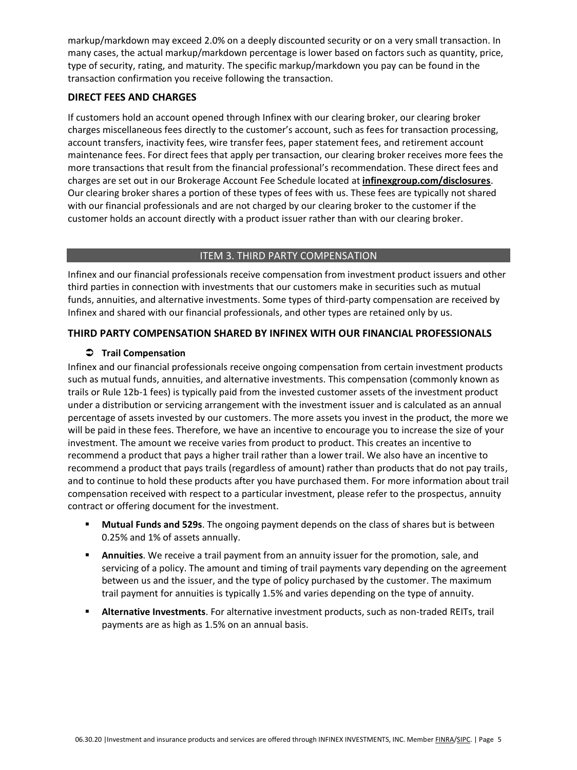markup/markdown may exceed 2.0% on a deeply discounted security or on a very small transaction. In many cases, the actual markup/markdown percentage is lower based on factors such as quantity, price, type of security, rating, and maturity. The specific markup/markdown you pay can be found in the transaction confirmation you receive following the transaction.

### DIRECT FEES AND CHARGES

If customers hold an account opened through Infinex with our clearing broker, our clearing broker charges miscellaneous fees directly to the customer's account, such as fees for transaction processing, account transfers, inactivity fees, wire transfer fees, paper statement fees, and retirement account maintenance fees. For direct fees that apply per transaction, our clearing broker receives more fees the more transactions that result from the financial professional's recommendation. These direct fees and charges are set out in our Brokerage Account Fee Schedule located at **infinexgroup.com/disclosures**. Our clearing broker shares a portion of these types of fees with us. These fees are typically not shared with our financial professionals and are not charged by our clearing broker to the customer if the customer holds an account directly with a product issuer rather than with our clearing broker.

## ITEM 3. THIRD PARTY COMPENSATION

Infinex and our financial professionals receive compensation from investment product issuers and other third parties in connection with investments that our customers make in securities such as mutual funds, annuities, and alternative investments. Some types of third-party compensation are received by Infinex and shared with our financial professionals, and other types are retained only by us.

### THIRD PARTY COMPENSATION SHARED BY INFINEX WITH OUR FINANCIAL PROFESSIONALS

#### ➲ Trail Compensation

Infinex and our financial professionals receive ongoing compensation from certain investment products such as mutual funds, annuities, and alternative investments. This compensation (commonly known as trails or Rule 12b-1 fees) is typically paid from the invested customer assets of the investment product under a distribution or servicing arrangement with the investment issuer and is calculated as an annual percentage of assets invested by our customers. The more assets you invest in the product, the more we will be paid in these fees. Therefore, we have an incentive to encourage you to increase the size of your investment. The amount we receive varies from product to product. This creates an incentive to recommend a product that pays a higher trail rather than a lower trail. We also have an incentive to recommend a product that pays trails (regardless of amount) rather than products that do not pay trails, and to continue to hold these products after you have purchased them. For more information about trail compensation received with respect to a particular investment, please refer to the prospectus, annuity contract or offering document for the investment.

- **Mutual Funds and 529s**. The ongoing payment depends on the class of shares but is between 0.25% and 1% of assets annually.
- **Annuities**. We receive a trail payment from an annuity issuer for the promotion, sale, and servicing of a policy. The amount and timing of trail payments vary depending on the agreement between us and the issuer, and the type of policy purchased by the customer. The maximum trail payment for annuities is typically 1.5% and varies depending on the type of annuity.
- **Alternative Investments**. For alternative investment products, such as non-traded REITs, trail payments are as high as 1.5% on an annual basis.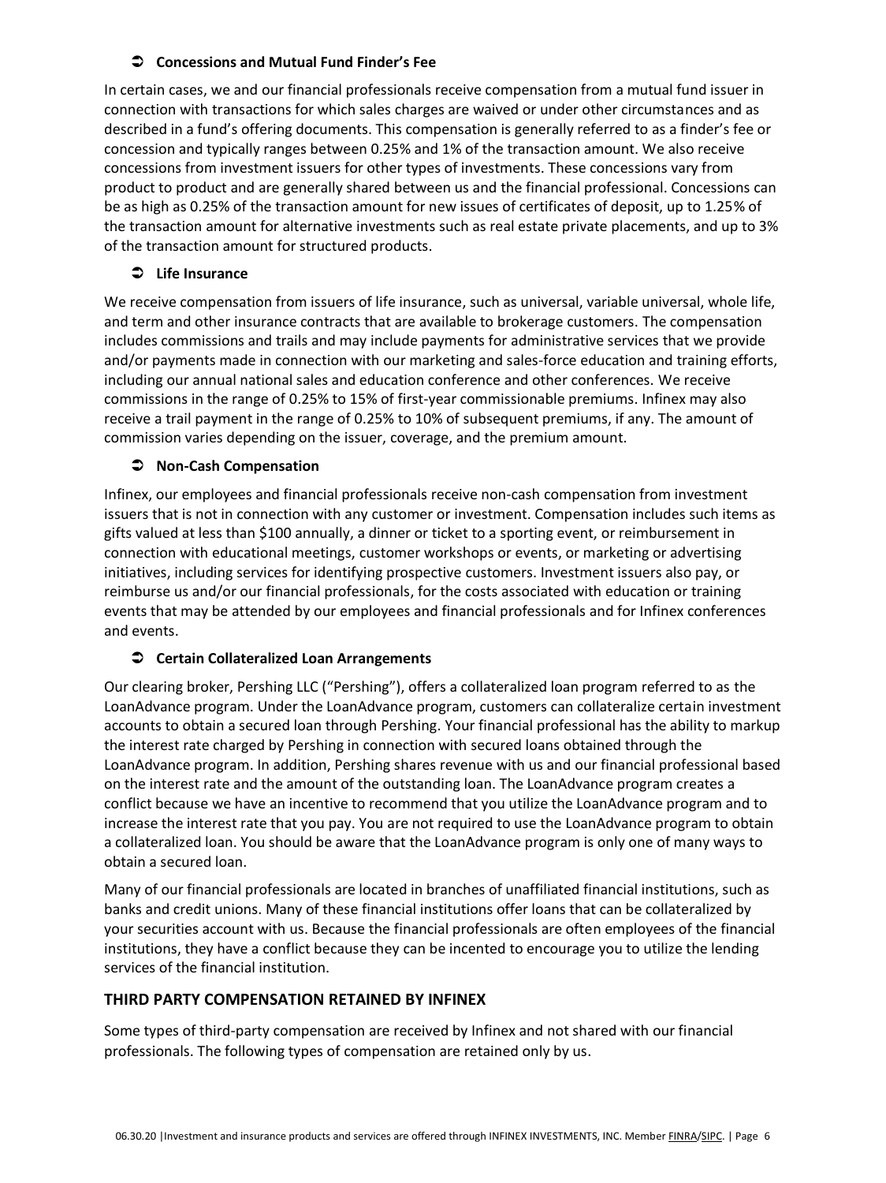### ➲ Concessions and Mutual Fund Finder's Fee

In certain cases, we and our financial professionals receive compensation from a mutual fund issuer in connection with transactions for which sales charges are waived or under other circumstances and as described in a fund's offering documents. This compensation is generally referred to as a finder's fee or concession and typically ranges between 0.25% and 1% of the transaction amount. We also receive concessions from investment issuers for other types of investments. These concessions vary from product to product and are generally shared between us and the financial professional. Concessions can be as high as 0.25% of the transaction amount for new issues of certificates of deposit, up to 1.25% of the transaction amount for alternative investments such as real estate private placements, and up to 3% of the transaction amount for structured products.

### ➲ Life Insurance

We receive compensation from issuers of life insurance, such as universal, variable universal, whole life, and term and other insurance contracts that are available to brokerage customers. The compensation includes commissions and trails and may include payments for administrative services that we provide and/or payments made in connection with our marketing and sales-force education and training efforts, including our annual national sales and education conference and other conferences. We receive commissions in the range of 0.25% to 15% of first-year commissionable premiums. Infinex may also receive a trail payment in the range of 0.25% to 10% of subsequent premiums, if any. The amount of commission varies depending on the issuer, coverage, and the premium amount.

### ➲ Non-Cash Compensation

Infinex, our employees and financial professionals receive non-cash compensation from investment issuers that is not in connection with any customer or investment. Compensation includes such items as gifts valued at less than $100 annually, a dinner or ticket to a sporting event, or reimbursement in connection with educational meetings, customer workshops or events, or marketing or advertising initiatives, including services for identifying prospective customers. Investment issuers also pay, or reimburse us and/or our financial professionals, for the costs associated with education or training events that may be attended by our employees and financial professionals and for Infinex conferences and events.

### ➲ Certain Collateralized Loan Arrangements

Our clearing broker, Pershing LLC ("Pershing"), offers a collateralized loan program referred to as the LoanAdvance program. Under the LoanAdvance program, customers can collateralize certain investment accounts to obtain a secured loan through Pershing. Your financial professional has the ability to markup the interest rate charged by Pershing in connection with secured loans obtained through the LoanAdvance program. In addition, Pershing shares revenue with us and our financial professional based on the interest rate and the amount of the outstanding loan. The LoanAdvance program creates a conflict because we have an incentive to recommend that you utilize the LoanAdvance program and to increase the interest rate that you pay. You are not required to use the LoanAdvance program to obtain a collateralized loan. You should be aware that the LoanAdvance program is only one of many ways to obtain a secured loan.

Many of our financial professionals are located in branches of unaffiliated financial institutions, such as banks and credit unions. Many of these financial institutions offer loans that can be collateralized by your securities account with us. Because the financial professionals are often employees of the financial institutions, they have a conflict because they can be incented to encourage you to utilize the lending services of the financial institution.

## THIRD PARTY COMPENSATION RETAINED BY INFINEX

Some types of third-party compensation are received by Infinex and not shared with our financial professionals. The following types of compensation are retained only by us.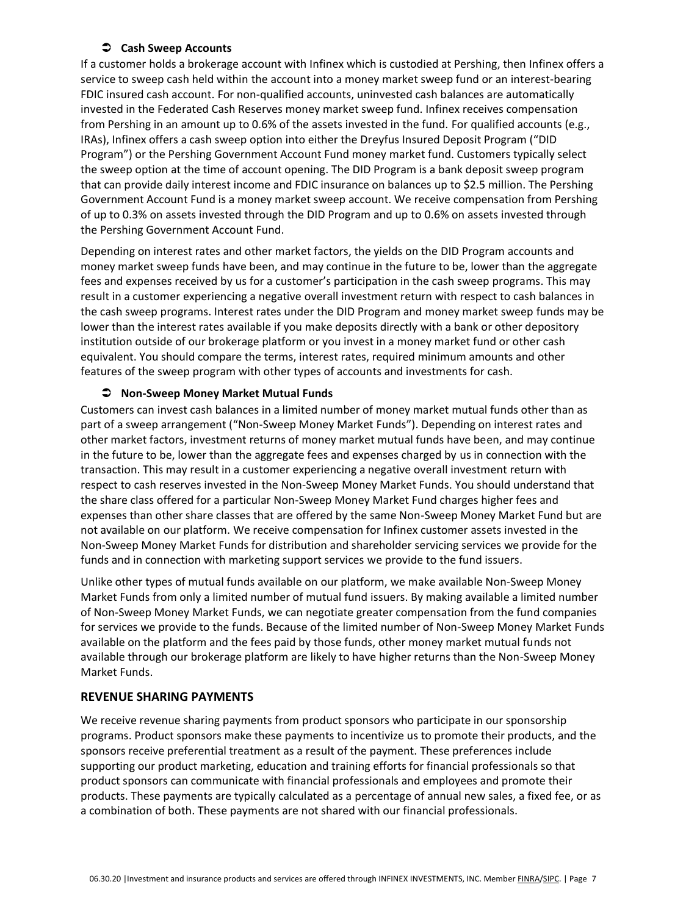### ➲ Cash Sweep Accounts

If a customer holds a brokerage account with Infinex which is custodied at Pershing, then Infinex offers a service to sweep cash held within the account into a money market sweep fund or an interest-bearing FDIC insured cash account. For non-qualified accounts, uninvested cash balances are automatically invested in the Federated Cash Reserves money market sweep fund. Infinex receives compensation from Pershing in an amount up to 0.6% of the assets invested in the fund. For qualified accounts (e.g., IRAs), Infinex offers a cash sweep option into either the Dreyfus Insured Deposit Program ("DID Program") or the Pershing Government Account Fund money market fund. Customers typically select the sweep option at the time of account opening. The DID Program is a bank deposit sweep program that can provide daily interest income and FDIC insurance on balances up to $2.5 million. The Pershing Government Account Fund is a money market sweep account. We receive compensation from Pershing of up to 0.3% on assets invested through the DID Program and up to 0.6% on assets invested through the Pershing Government Account Fund.

Depending on interest rates and other market factors, the yields on the DID Program accounts and money market sweep funds have been, and may continue in the future to be, lower than the aggregate fees and expenses received by us for a customer's participation in the cash sweep programs. This may result in a customer experiencing a negative overall investment return with respect to cash balances in the cash sweep programs. Interest rates under the DID Program and money market sweep funds may be lower than the interest rates available if you make deposits directly with a bank or other depository institution outside of our brokerage platform or you invest in a money market fund or other cash equivalent. You should compare the terms, interest rates, required minimum amounts and other features of the sweep program with other types of accounts and investments for cash.

### ➲ Non-Sweep Money Market Mutual Funds

Customers can invest cash balances in a limited number of money market mutual funds other than as part of a sweep arrangement ("Non-Sweep Money Market Funds"). Depending on interest rates and other market factors, investment returns of money market mutual funds have been, and may continue in the future to be, lower than the aggregate fees and expenses charged by us in connection with the transaction. This may result in a customer experiencing a negative overall investment return with respect to cash reserves invested in the Non-Sweep Money Market Funds. You should understand that the share class offered for a particular Non-Sweep Money Market Fund charges higher fees and expenses than other share classes that are offered by the same Non-Sweep Money Market Fund but are not available on our platform. We receive compensation for Infinex customer assets invested in the Non-Sweep Money Market Funds for distribution and shareholder servicing services we provide for the funds and in connection with marketing support services we provide to the fund issuers.

Unlike other types of mutual funds available on our platform, we make available Non-Sweep Money Market Funds from only a limited number of mutual fund issuers. By making available a limited number of Non-Sweep Money Market Funds, we can negotiate greater compensation from the fund companies for services we provide to the funds. Because of the limited number of Non-Sweep Money Market Funds available on the platform and the fees paid by those funds, other money market mutual funds not available through our brokerage platform are likely to have higher returns than the Non-Sweep Money Market Funds.

## REVENUE SHARING PAYMENTS

We receive revenue sharing payments from product sponsors who participate in our sponsorship programs. Product sponsors make these payments to incentivize us to promote their products, and the sponsors receive preferential treatment as a result of the payment. These preferences include supporting our product marketing, education and training efforts for financial professionals so that product sponsors can communicate with financial professionals and employees and promote their products. These payments are typically calculated as a percentage of annual new sales, a fixed fee, or as a combination of both. These payments are not shared with our financial professionals.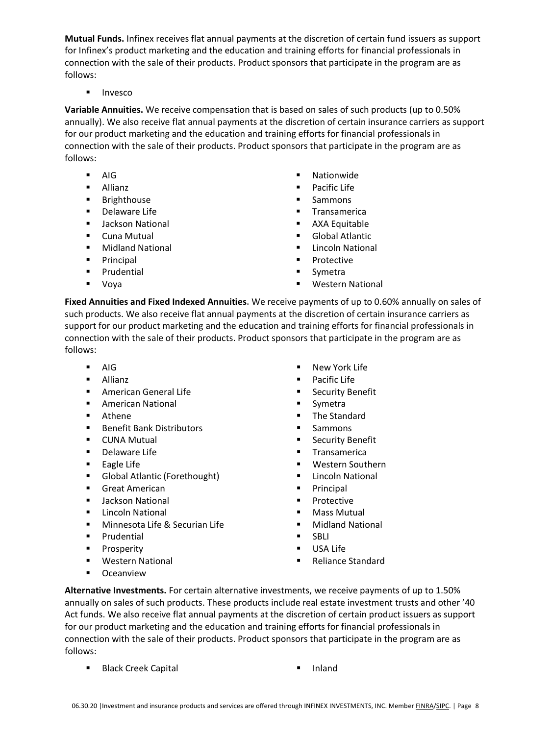**Mutual Funds.** Infinex receives flat annual payments at the discretion of certain fund issuers as support for Infinex's product marketing and the education and training efforts for financial professionals in connection with the sale of their products. Product sponsors that participate in the program are as follows:

- Invesco

**Variable Annuities.** We receive compensation that is based on sales of such products (up to 0.50% annually). We also receive flat annual payments at the discretion of certain insurance carriers as support for our product marketing and the education and training efforts for financial professionals in connection with the sale of their products. Product sponsors that participate in the program are as follows:

- AIG
- Allianz
- Brighthouse
- Delaware Life
- Jackson National
- Cuna Mutual
- Midland National
- Principal
- Prudential
- Voya
- Nationwide
- Pacific Life
- Sammons
- Transamerica
- AXA Equitable
- Global Atlantic
- Lincoln National
- Protective
- Symetra
- Western National

**Fixed Annuities and Fixed Indexed Annuities.** We receive payments of up to 0.60% annually on sales of such products. We also receive flat annual payments at the discretion of certain insurance carriers as support for our product marketing and the education and training efforts for financial professionals in connection with the sale of their products. Product sponsors that participate in the program are as follows:

- AIG
- Allianz
- American General Life
- American National
- Athene
- Benefit Bank Distributors
- CUNA Mutual
- Delaware Life
- Eagle Life
- Global Atlantic (Forethought)
- Great American
- Jackson National
- Lincoln National
- Minnesota Life & Securian Life
- Prudential
- Prosperity
- Western National
- Oceanview
- New York Life
- Pacific Life
- Security Benefit
- Symetra
- The Standard
- Sammons
- Security Benefit
- Transamerica
- Western Southern
- Lincoln National
- Principal
- Protective
- Mass Mutual
- Midland National
- SBLI
- USA Life
- Reliance Standard

**Alternative Investments.** For certain alternative investments, we receive payments of up to 1.50% annually on sales of such products. These products include real estate investment trusts and other '40 Act funds. We also receive flat annual payments at the discretion of certain product issuers as support for our product marketing and the education and training efforts for financial professionals in connection with the sale of their products. Product sponsors that participate in the program are as follows:

- Black Creek Capital
- Inland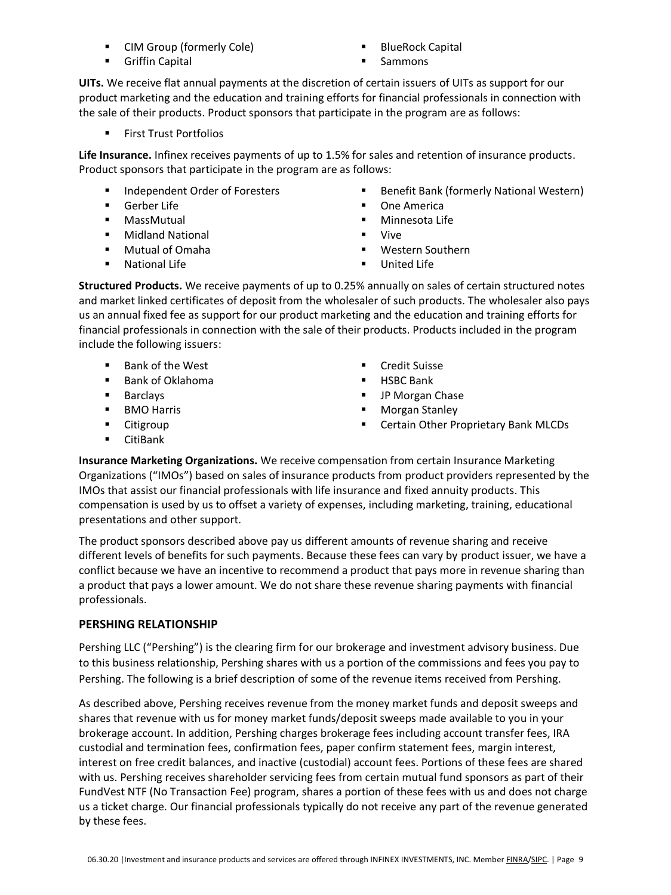- CIM Group (formerly Cole)
- Griffin Capital
- BlueRock Capital
- Sammons

**UITs.** We receive flat annual payments at the discretion of certain issuers of UITs as support for our product marketing and the education and training efforts for financial professionals in connection with the sale of their products. Product sponsors that participate in the program are as follows:

- First Trust Portfolios

**Life Insurance.** Infinex receives payments of up to 1.5% for sales and retention of insurance products. Product sponsors that participate in the program are as follows:

- Independent Order of Foresters
- Gerber Life
- MassMutual
- Midland National
- Mutual of Omaha
- National Life
- Benefit Bank (formerly National Western)
- One America
- Minnesota Life
- Vive
- Western Southern
- United Life

**Structured Products.** We receive payments of up to 0.25% annually on sales of certain structured notes and market linked certificates of deposit from the wholesaler of such products. The wholesaler also pays us an annual fixed fee as support for our product marketing and the education and training efforts for financial professionals in connection with the sale of their products. Products included in the program include the following issuers:

- Bank of the West
- Bank of Oklahoma
- Barclays
- BMO Harris
- Citigroup
- CitiBank
- Credit Suisse
- HSBC Bank
- JP Morgan Chase
- Morgan Stanley
- Certain Other Proprietary Bank MLCDs

**Insurance Marketing Organizations.** We receive compensation from certain Insurance Marketing Organizations ("IMOs") based on sales of insurance products from product providers represented by the IMOs that assist our financial professionals with life insurance and fixed annuity products. This compensation is used by us to offset a variety of expenses, including marketing, training, educational presentations and other support.

The product sponsors described above pay us different amounts of revenue sharing and receive different levels of benefits for such payments. Because these fees can vary by product issuer, we have a conflict because we have an incentive to recommend a product that pays more in revenue sharing than a product that pays a lower amount. We do not share these revenue sharing payments with financial professionals.

## PERSHING RELATIONSHIP

Pershing LLC ("Pershing") is the clearing firm for our brokerage and investment advisory business. Due to this business relationship, Pershing shares with us a portion of the commissions and fees you pay to Pershing. The following is a brief description of some of the revenue items received from Pershing.

As described above, Pershing receives revenue from the money market funds and deposit sweeps and shares that revenue with us for money market funds/deposit sweeps made available to you in your brokerage account. In addition, Pershing charges brokerage fees including account transfer fees, IRA custodial and termination fees, confirmation fees, paper confirm statement fees, margin interest, interest on free credit balances, and inactive (custodial) account fees. Portions of these fees are shared with us. Pershing receives shareholder servicing fees from certain mutual fund sponsors as part of their FundVest NTF (No Transaction Fee) program, shares a portion of these fees with us and does not charge us a ticket charge. Our financial professionals typically do not receive any part of the revenue generated by these fees.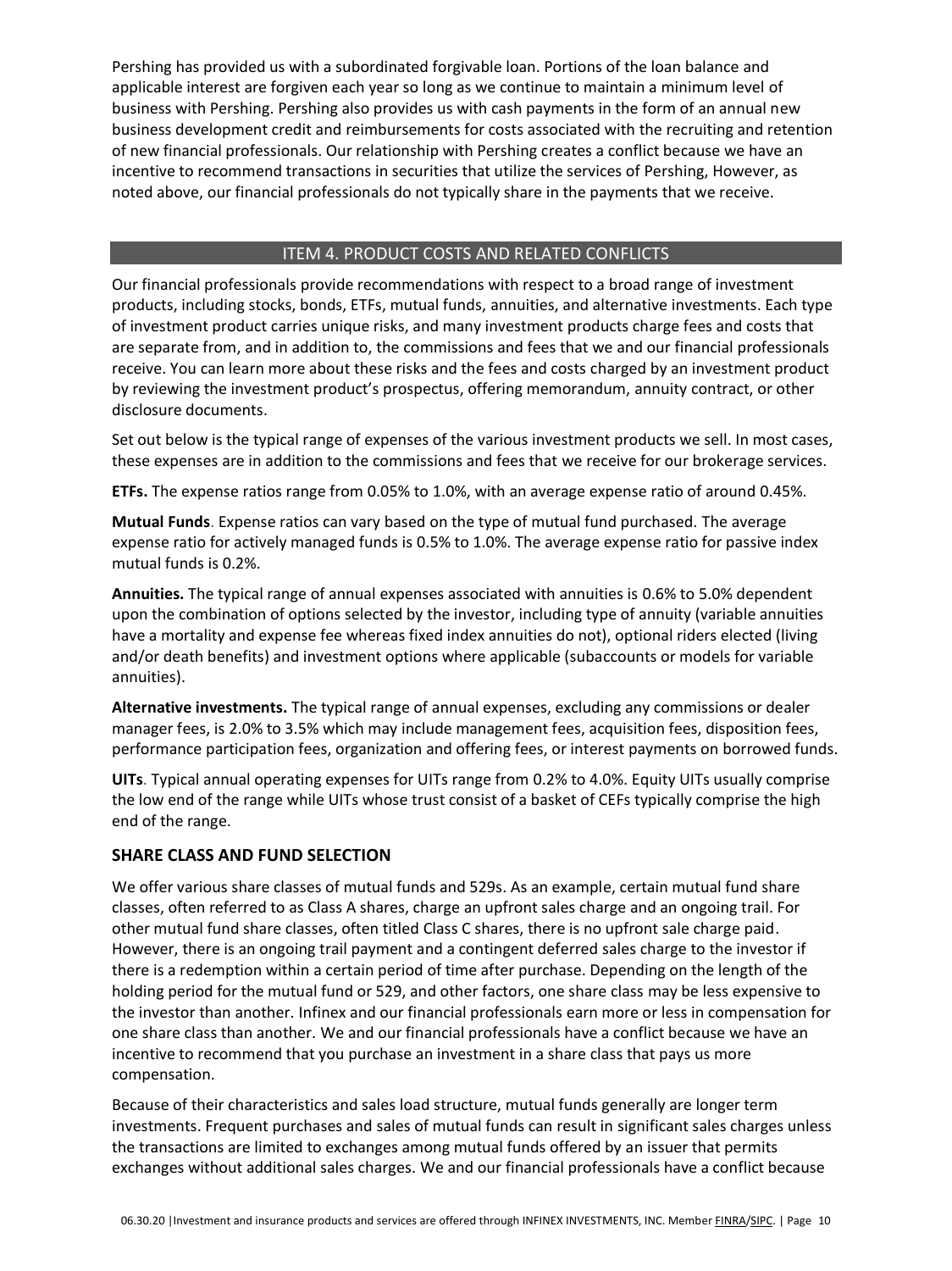Pershing has provided us with a subordinated forgivable loan. Portions of the loan balance and applicable interest are forgiven each year so long as we continue to maintain a minimum level of business with Pershing. Pershing also provides us with cash payments in the form of an annual new business development credit and reimbursements for costs associated with the recruiting and retention of new financial professionals. Our relationship with Pershing creates a conflict because we have an incentive to recommend transactions in securities that utilize the services of Pershing, However, as noted above, our financial professionals do not typically share in the payments that we receive.

## ITEM 4. PRODUCT COSTS AND RELATED CONFLICTS

Our financial professionals provide recommendations with respect to a broad range of investment products, including stocks, bonds, ETFs, mutual funds, annuities, and alternative investments. Each type of investment product carries unique risks, and many investment products charge fees and costs that are separate from, and in addition to, the commissions and fees that we and our financial professionals receive. You can learn more about these risks and the fees and costs charged by an investment product by reviewing the investment product's prospectus, offering memorandum, annuity contract, or other disclosure documents.

Set out below is the typical range of expenses of the various investment products we sell. In most cases, these expenses are in addition to the commissions and fees that we receive for our brokerage services.

**ETFs.** The expense ratios range from 0.05% to 1.0%, with an average expense ratio of around 0.45%.

**Mutual Funds**. Expense ratios can vary based on the type of mutual fund purchased. The average expense ratio for actively managed funds is 0.5% to 1.0%. The average expense ratio for passive index mutual funds is 0.2%.

**Annuities.** The typical range of annual expenses associated with annuities is 0.6% to 5.0% dependent upon the combination of options selected by the investor, including type of annuity (variable annuities have a mortality and expense fee whereas fixed index annuities do not), optional riders elected (living and/or death benefits) and investment options where applicable (subaccounts or models for variable annuities).

**Alternative investments.** The typical range of annual expenses, excluding any commissions or dealer manager fees, is 2.0% to 3.5% which may include management fees, acquisition fees, disposition fees, performance participation fees, organization and offering fees, or interest payments on borrowed funds.

**UITs**. Typical annual operating expenses for UITs range from 0.2% to 4.0%. Equity UITs usually comprise the low end of the range while UITs whose trust consist of a basket of CEFs typically comprise the high end of the range.

### SHARE CLASS AND FUND SELECTION

We offer various share classes of mutual funds and 529s. As an example, certain mutual fund share classes, often referred to as Class A shares, charge an upfront sales charge and an ongoing trail. For other mutual fund share classes, often titled Class C shares, there is no upfront sale charge paid. However, there is an ongoing trail payment and a contingent deferred sales charge to the investor if there is a redemption within a certain period of time after purchase. Depending on the length of the holding period for the mutual fund or 529, and other factors, one share class may be less expensive to the investor than another. Infinex and our financial professionals earn more or less in compensation for one share class than another. We and our financial professionals have a conflict because we have an incentive to recommend that you purchase an investment in a share class that pays us more compensation.

Because of their characteristics and sales load structure, mutual funds generally are longer term investments. Frequent purchases and sales of mutual funds can result in significant sales charges unless the transactions are limited to exchanges among mutual funds offered by an issuer that permits exchanges without additional sales charges. We and our financial professionals have a conflict because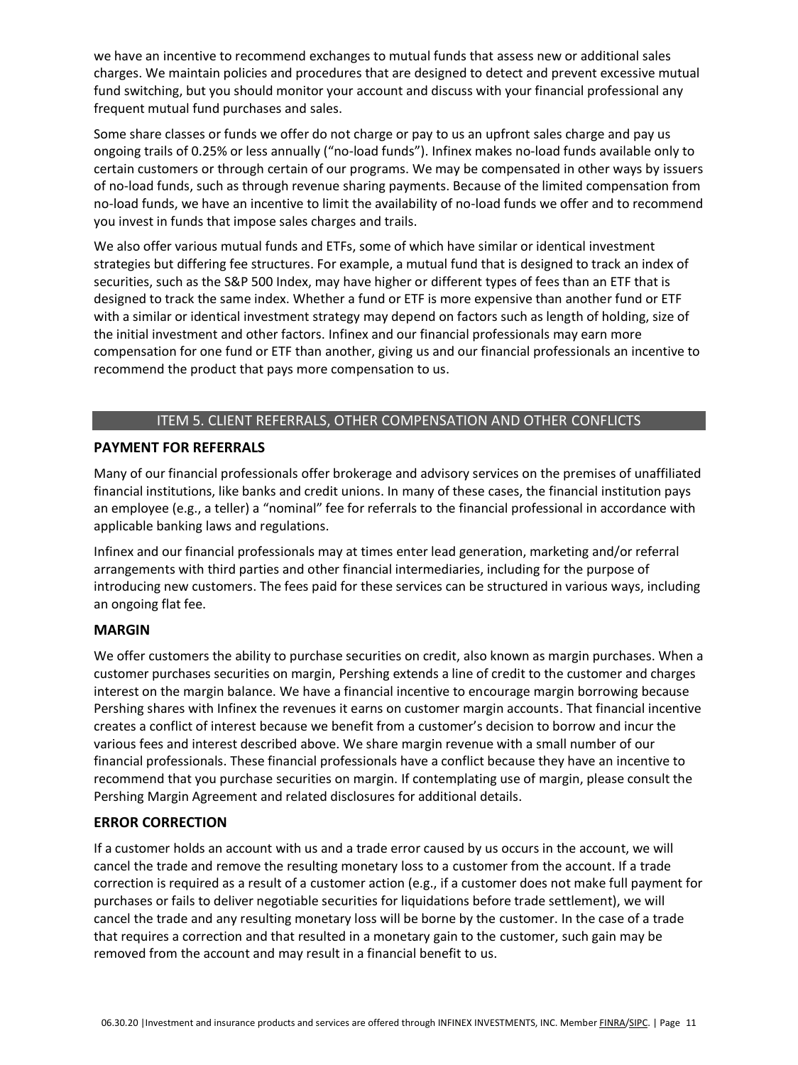we have an incentive to recommend exchanges to mutual funds that assess new or additional sales charges. We maintain policies and procedures that are designed to detect and prevent excessive mutual fund switching, but you should monitor your account and discuss with your financial professional any frequent mutual fund purchases and sales.

Some share classes or funds we offer do not charge or pay to us an upfront sales charge and pay us ongoing trails of 0.25% or less annually ("no-load funds"). Infinex makes no-load funds available only to certain customers or through certain of our programs. We may be compensated in other ways by issuers of no-load funds, such as through revenue sharing payments. Because of the limited compensation from no-load funds, we have an incentive to limit the availability of no-load funds we offer and to recommend you invest in funds that impose sales charges and trails.

We also offer various mutual funds and ETFs, some of which have similar or identical investment strategies but differing fee structures. For example, a mutual fund that is designed to track an index of securities, such as the S&P 500 Index, may have higher or different types of fees than an ETF that is designed to track the same index. Whether a fund or ETF is more expensive than another fund or ETF with a similar or identical investment strategy may depend on factors such as length of holding, size of the initial investment and other factors. Infinex and our financial professionals may earn more compensation for one fund or ETF than another, giving us and our financial professionals an incentive to recommend the product that pays more compensation to us.

## ITEM 5. CLIENT REFERRALS, OTHER COMPENSATION AND OTHER CONFLICTS

### PAYMENT FOR REFERRALS

Many of our financial professionals offer brokerage and advisory services on the premises of unaffiliated financial institutions, like banks and credit unions. In many of these cases, the financial institution pays an employee (e.g., a teller) a "nominal" fee for referrals to the financial professional in accordance with applicable banking laws and regulations.

Infinex and our financial professionals may at times enter lead generation, marketing and/or referral arrangements with third parties and other financial intermediaries, including for the purpose of introducing new customers. The fees paid for these services can be structured in various ways, including an ongoing flat fee.

### MARGIN

We offer customers the ability to purchase securities on credit, also known as margin purchases. When a customer purchases securities on margin, Pershing extends a line of credit to the customer and charges interest on the margin balance. We have a financial incentive to encourage margin borrowing because Pershing shares with Infinex the revenues it earns on customer margin accounts. That financial incentive creates a conflict of interest because we benefit from a customer's decision to borrow and incur the various fees and interest described above. We share margin revenue with a small number of our financial professionals. These financial professionals have a conflict because they have an incentive to recommend that you purchase securities on margin. If contemplating use of margin, please consult the Pershing Margin Agreement and related disclosures for additional details.

### ERROR CORRECTION

If a customer holds an account with us and a trade error caused by us occurs in the account, we will cancel the trade and remove the resulting monetary loss to a customer from the account. If a trade correction is required as a result of a customer action (e.g., if a customer does not make full payment for purchases or fails to deliver negotiable securities for liquidations before trade settlement), we will cancel the trade and any resulting monetary loss will be borne by the customer. In the case of a trade that requires a correction and that resulted in a monetary gain to the customer, such gain may be removed from the account and may result in a financial benefit to us.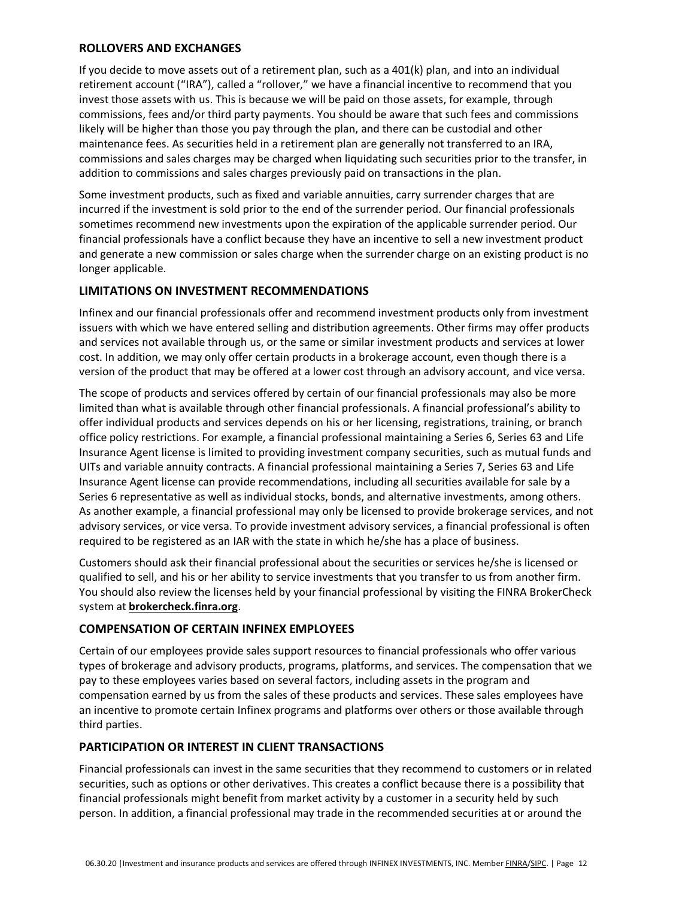## ROLLOVERS AND EXCHANGES

If you decide to move assets out of a retirement plan, such as a 401(k) plan, and into an individual retirement account ("IRA"), called a "rollover," we have a financial incentive to recommend that you invest those assets with us. This is because we will be paid on those assets, for example, through commissions, fees and/or third party payments. You should be aware that such fees and commissions likely will be higher than those you pay through the plan, and there can be custodial and other maintenance fees. As securities held in a retirement plan are generally not transferred to an IRA, commissions and sales charges may be charged when liquidating such securities prior to the transfer, in addition to commissions and sales charges previously paid on transactions in the plan.

Some investment products, such as fixed and variable annuities, carry surrender charges that are incurred if the investment is sold prior to the end of the surrender period. Our financial professionals sometimes recommend new investments upon the expiration of the applicable surrender period. Our financial professionals have a conflict because they have an incentive to sell a new investment product and generate a new commission or sales charge when the surrender charge on an existing product is no longer applicable.

## LIMITATIONS ON INVESTMENT RECOMMENDATIONS

Infinex and our financial professionals offer and recommend investment products only from investment issuers with which we have entered selling and distribution agreements. Other firms may offer products and services not available through us, or the same or similar investment products and services at lower cost. In addition, we may only offer certain products in a brokerage account, even though there is a version of the product that may be offered at a lower cost through an advisory account, and vice versa.

The scope of products and services offered by certain of our financial professionals may also be more limited than what is available through other financial professionals. A financial professional's ability to offer individual products and services depends on his or her licensing, registrations, training, or branch office policy restrictions. For example, a financial professional maintaining a Series 6, Series 63 and Life Insurance Agent license is limited to providing investment company securities, such as mutual funds and UITs and variable annuity contracts. A financial professional maintaining a Series 7, Series 63 and Life Insurance Agent license can provide recommendations, including all securities available for sale by a Series 6 representative as well as individual stocks, bonds, and alternative investments, among others. As another example, a financial professional may only be licensed to provide brokerage services, and not advisory services, or vice versa. To provide investment advisory services, a financial professional is often required to be registered as an IAR with the state in which he/she has a place of business.

Customers should ask their financial professional about the securities or services he/she is licensed or qualified to sell, and his or her ability to service investments that you transfer to us from another firm. You should also review the licenses held by your financial professional by visiting the FINRA BrokerCheck system at **brokercheck.finra.org**.

## COMPENSATION OF CERTAIN INFINEX EMPLOYEES

Certain of our employees provide sales support resources to financial professionals who offer various types of brokerage and advisory products, programs, platforms, and services. The compensation that we pay to these employees varies based on several factors, including assets in the program and compensation earned by us from the sales of these products and services. These sales employees have an incentive to promote certain Infinex programs and platforms over others or those available through third parties.

## PARTICIPATION OR INTEREST IN CLIENT TRANSACTIONS

Financial professionals can invest in the same securities that they recommend to customers or in related securities, such as options or other derivatives. This creates a conflict because there is a possibility that financial professionals might benefit from market activity by a customer in a security held by such person. In addition, a financial professional may trade in the recommended securities at or around the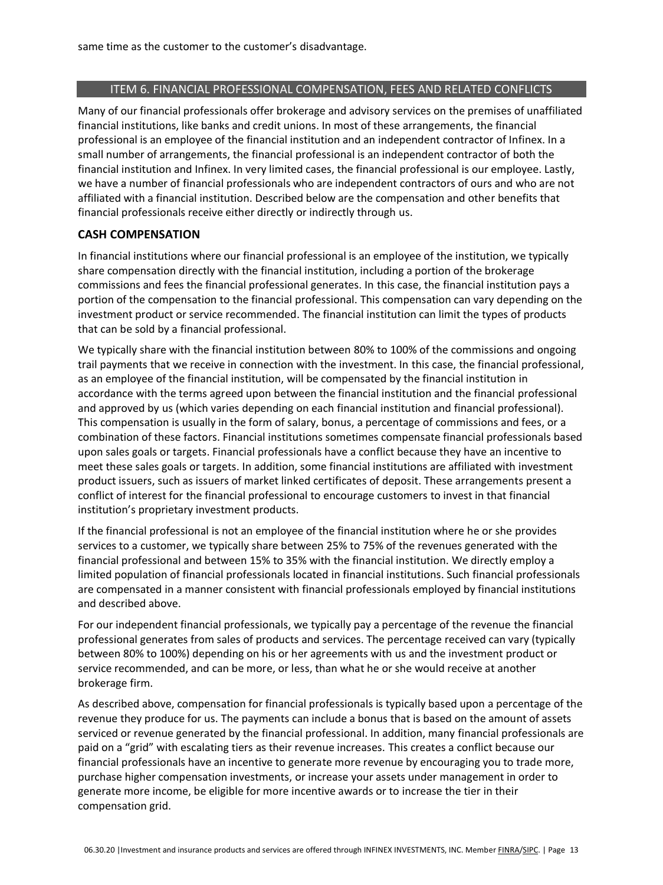same time as the customer to the customer's disadvantage.

## ITEM 6. FINANCIAL PROFESSIONAL COMPENSATION, FEES AND RELATED CONFLICTS

Many of our financial professionals offer brokerage and advisory services on the premises of unaffiliated financial institutions, like banks and credit unions. In most of these arrangements, the financial professional is an employee of the financial institution and an independent contractor of Infinex. In a small number of arrangements, the financial professional is an independent contractor of both the financial institution and Infinex. In very limited cases, the financial professional is our employee. Lastly, we have a number of financial professionals who are independent contractors of ours and who are not affiliated with a financial institution. Described below are the compensation and other benefits that financial professionals receive either directly or indirectly through us.

### CASH COMPENSATION

In financial institutions where our financial professional is an employee of the institution, we typically share compensation directly with the financial institution, including a portion of the brokerage commissions and fees the financial professional generates. In this case, the financial institution pays a portion of the compensation to the financial professional. This compensation can vary depending on the investment product or service recommended. The financial institution can limit the types of products that can be sold by a financial professional.

We typically share with the financial institution between 80% to 100% of the commissions and ongoing trail payments that we receive in connection with the investment. In this case, the financial professional, as an employee of the financial institution, will be compensated by the financial institution in accordance with the terms agreed upon between the financial institution and the financial professional and approved by us (which varies depending on each financial institution and financial professional). This compensation is usually in the form of salary, bonus, a percentage of commissions and fees, or a combination of these factors. Financial institutions sometimes compensate financial professionals based upon sales goals or targets. Financial professionals have a conflict because they have an incentive to meet these sales goals or targets. In addition, some financial institutions are affiliated with investment product issuers, such as issuers of market linked certificates of deposit. These arrangements present a conflict of interest for the financial professional to encourage customers to invest in that financial institution's proprietary investment products.

If the financial professional is not an employee of the financial institution where he or she provides services to a customer, we typically share between 25% to 75% of the revenues generated with the financial professional and between 15% to 35% with the financial institution. We directly employ a limited population of financial professionals located in financial institutions. Such financial professionals are compensated in a manner consistent with financial professionals employed by financial institutions and described above.

For our independent financial professionals, we typically pay a percentage of the revenue the financial professional generates from sales of products and services. The percentage received can vary (typically between 80% to 100%) depending on his or her agreements with us and the investment product or service recommended, and can be more, or less, than what he or she would receive at another brokerage firm.

As described above, compensation for financial professionals is typically based upon a percentage of the revenue they produce for us. The payments can include a bonus that is based on the amount of assets serviced or revenue generated by the financial professional. In addition, many financial professionals are paid on a "grid" with escalating tiers as their revenue increases. This creates a conflict because our financial professionals have an incentive to generate more revenue by encouraging you to trade more, purchase higher compensation investments, or increase your assets under management in order to generate more income, be eligible for more incentive awards or to increase the tier in their compensation grid.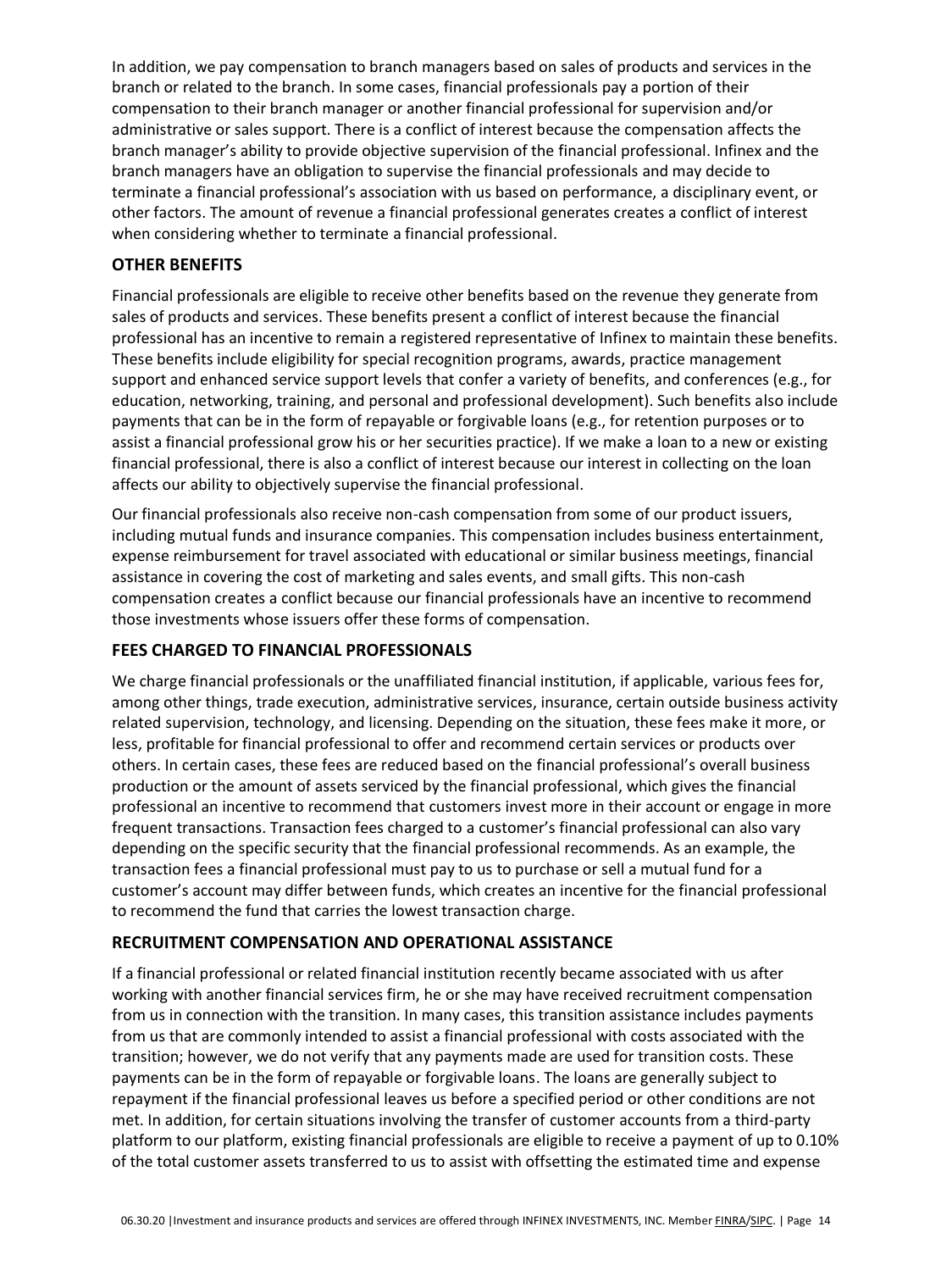In addition, we pay compensation to branch managers based on sales of products and services in the branch or related to the branch. In some cases, financial professionals pay a portion of their compensation to their branch manager or another financial professional for supervision and/or administrative or sales support. There is a conflict of interest because the compensation affects the branch manager's ability to provide objective supervision of the financial professional. Infinex and the branch managers have an obligation to supervise the financial professionals and may decide to terminate a financial professional's association with us based on performance, a disciplinary event, or other factors. The amount of revenue a financial professional generates creates a conflict of interest when considering whether to terminate a financial professional.

### OTHER BENEFITS

Financial professionals are eligible to receive other benefits based on the revenue they generate from sales of products and services. These benefits present a conflict of interest because the financial professional has an incentive to remain a registered representative of Infinex to maintain these benefits. These benefits include eligibility for special recognition programs, awards, practice management support and enhanced service support levels that confer a variety of benefits, and conferences (e.g., for education, networking, training, and personal and professional development). Such benefits also include payments that can be in the form of repayable or forgivable loans (e.g., for retention purposes or to assist a financial professional grow his or her securities practice). If we make a loan to a new or existing financial professional, there is also a conflict of interest because our interest in collecting on the loan affects our ability to objectively supervise the financial professional.

Our financial professionals also receive non-cash compensation from some of our product issuers, including mutual funds and insurance companies. This compensation includes business entertainment, expense reimbursement for travel associated with educational or similar business meetings, financial assistance in covering the cost of marketing and sales events, and small gifts. This non-cash compensation creates a conflict because our financial professionals have an incentive to recommend those investments whose issuers offer these forms of compensation.

### FEES CHARGED TO FINANCIAL PROFESSIONALS

We charge financial professionals or the unaffiliated financial institution, if applicable, various fees for, among other things, trade execution, administrative services, insurance, certain outside business activity related supervision, technology, and licensing. Depending on the situation, these fees make it more, or less, profitable for financial professional to offer and recommend certain services or products over others. In certain cases, these fees are reduced based on the financial professional's overall business production or the amount of assets serviced by the financial professional, which gives the financial professional an incentive to recommend that customers invest more in their account or engage in more frequent transactions. Transaction fees charged to a customer's financial professional can also vary depending on the specific security that the financial professional recommends. As an example, the transaction fees a financial professional must pay to us to purchase or sell a mutual fund for a customer's account may differ between funds, which creates an incentive for the financial professional to recommend the fund that carries the lowest transaction charge.

### RECRUITMENT COMPENSATION AND OPERATIONAL ASSISTANCE

If a financial professional or related financial institution recently became associated with us after working with another financial services firm, he or she may have received recruitment compensation from us in connection with the transition. In many cases, this transition assistance includes payments from us that are commonly intended to assist a financial professional with costs associated with the transition; however, we do not verify that any payments made are used for transition costs. These payments can be in the form of repayable or forgivable loans. The loans are generally subject to repayment if the financial professional leaves us before a specified period or other conditions are not met. In addition, for certain situations involving the transfer of customer accounts from a third-party platform to our platform, existing financial professionals are eligible to receive a payment of up to 0.10% of the total customer assets transferred to us to assist with offsetting the estimated time and expense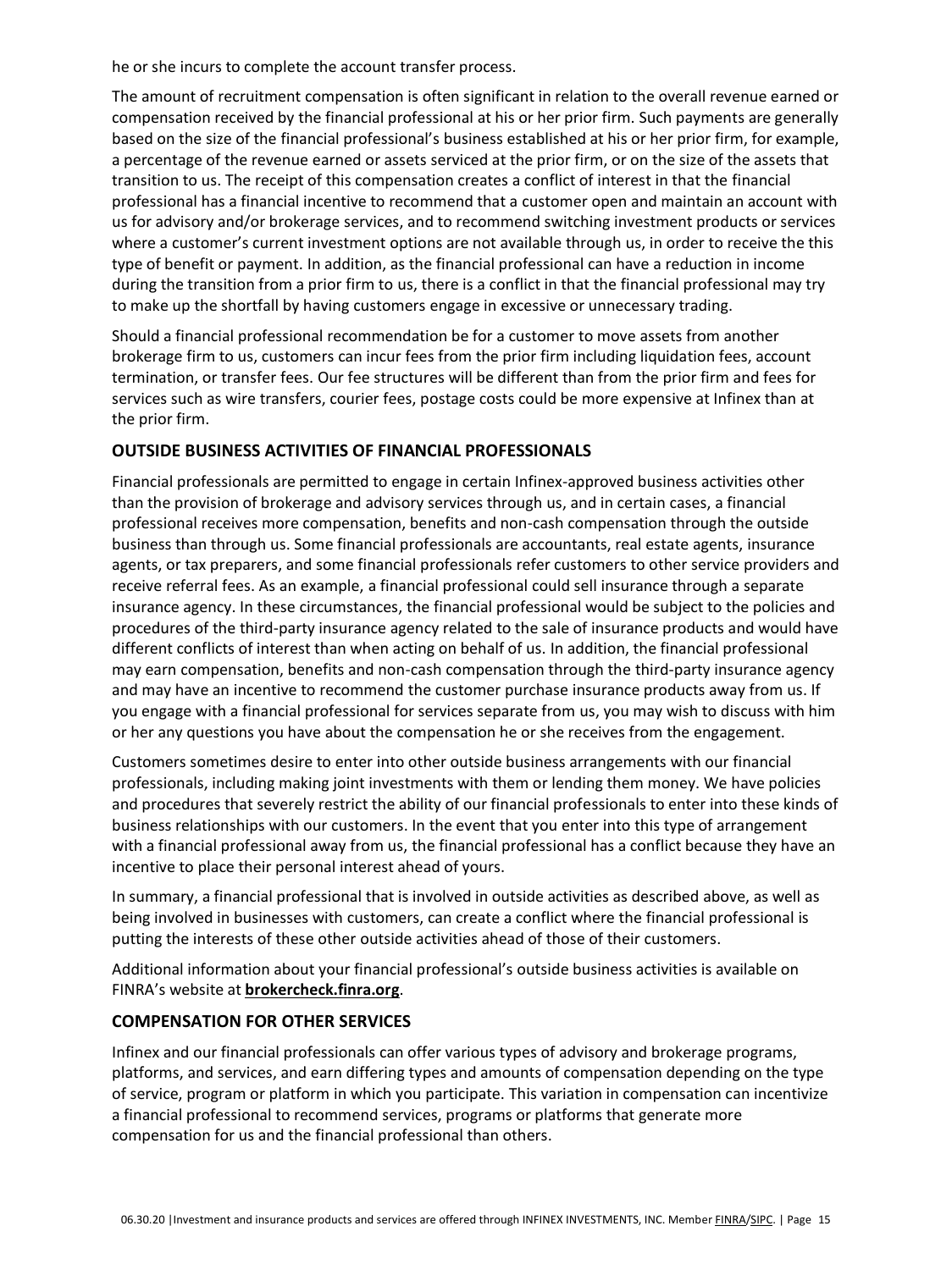he or she incurs to complete the account transfer process.

The amount of recruitment compensation is often significant in relation to the overall revenue earned or compensation received by the financial professional at his or her prior firm. Such payments are generally based on the size of the financial professional's business established at his or her prior firm, for example, a percentage of the revenue earned or assets serviced at the prior firm, or on the size of the assets that transition to us. The receipt of this compensation creates a conflict of interest in that the financial professional has a financial incentive to recommend that a customer open and maintain an account with us for advisory and/or brokerage services, and to recommend switching investment products or services where a customer's current investment options are not available through us, in order to receive the this type of benefit or payment. In addition, as the financial professional can have a reduction in income during the transition from a prior firm to us, there is a conflict in that the financial professional may try to make up the shortfall by having customers engage in excessive or unnecessary trading.

Should a financial professional recommendation be for a customer to move assets from another brokerage firm to us, customers can incur fees from the prior firm including liquidation fees, account termination, or transfer fees. Our fee structures will be different than from the prior firm and fees for services such as wire transfers, courier fees, postage costs could be more expensive at Infinex than at the prior firm.

## OUTSIDE BUSINESS ACTIVITIES OF FINANCIAL PROFESSIONALS

Financial professionals are permitted to engage in certain Infinex-approved business activities other than the provision of brokerage and advisory services through us, and in certain cases, a financial professional receives more compensation, benefits and non-cash compensation through the outside business than through us. Some financial professionals are accountants, real estate agents, insurance agents, or tax preparers, and some financial professionals refer customers to other service providers and receive referral fees. As an example, a financial professional could sell insurance through a separate insurance agency. In these circumstances, the financial professional would be subject to the policies and procedures of the third-party insurance agency related to the sale of insurance products and would have different conflicts of interest than when acting on behalf of us. In addition, the financial professional may earn compensation, benefits and non-cash compensation through the third-party insurance agency and may have an incentive to recommend the customer purchase insurance products away from us. If you engage with a financial professional for services separate from us, you may wish to discuss with him or her any questions you have about the compensation he or she receives from the engagement.

Customers sometimes desire to enter into other outside business arrangements with our financial professionals, including making joint investments with them or lending them money. We have policies and procedures that severely restrict the ability of our financial professionals to enter into these kinds of business relationships with our customers. In the event that you enter into this type of arrangement with a financial professional away from us, the financial professional has a conflict because they have an incentive to place their personal interest ahead of yours.

In summary, a financial professional that is involved in outside activities as described above, as well as being involved in businesses with customers, can create a conflict where the financial professional is putting the interests of these other outside activities ahead of those of their customers.

Additional information about your financial professional's outside business activities is available on FINRA's website at **brokercheck.finra.org**.

## COMPENSATION FOR OTHER SERVICES

Infinex and our financial professionals can offer various types of advisory and brokerage programs, platforms, and services, and earn differing types and amounts of compensation depending on the type of service, program or platform in which you participate. This variation in compensation can incentivize a financial professional to recommend services, programs or platforms that generate more compensation for us and the financial professional than others.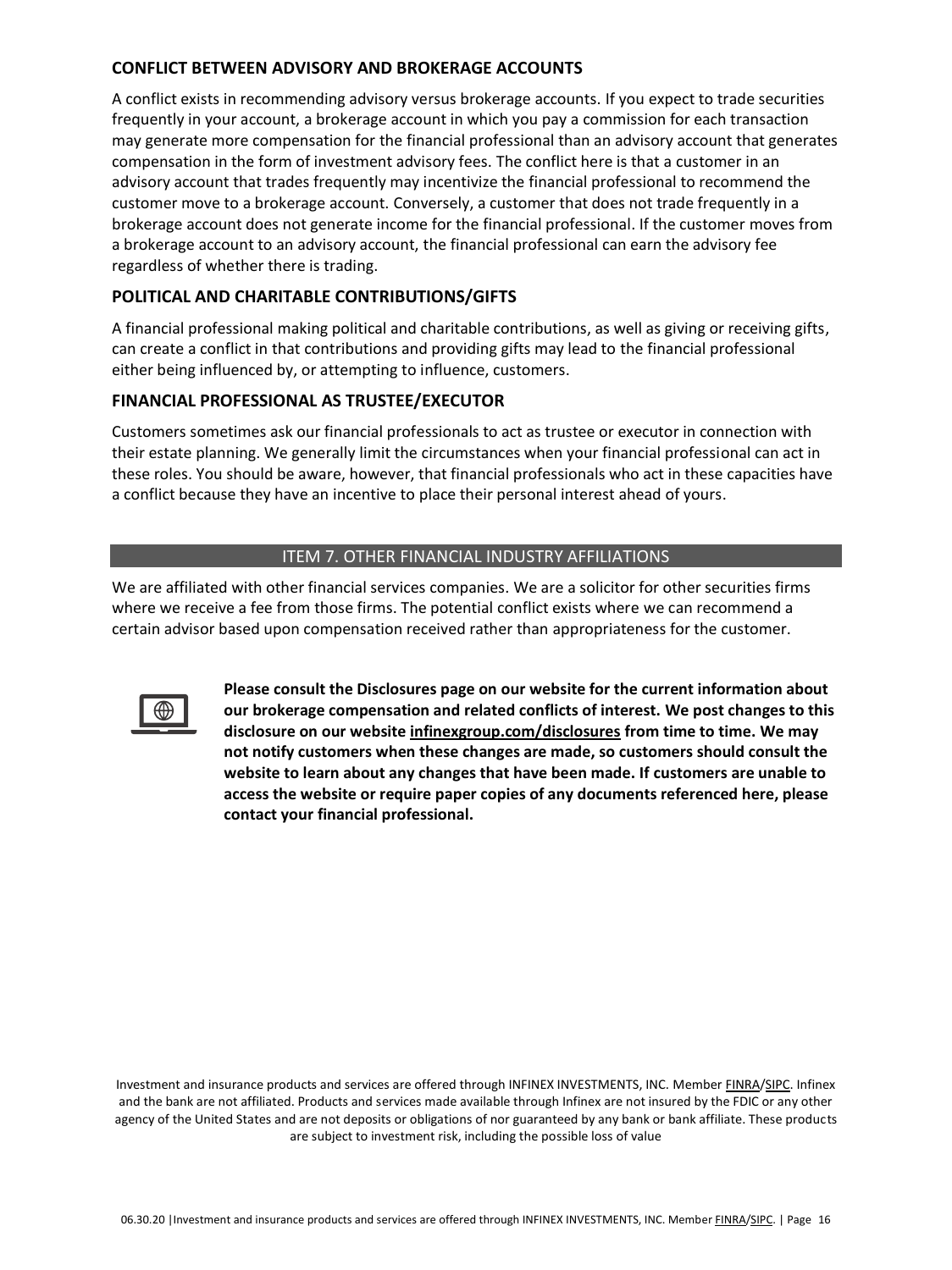### CONFLICT BETWEEN ADVISORY AND BROKERAGE ACCOUNTS

A conflict exists in recommending advisory versus brokerage accounts. If you expect to trade securities frequently in your account, a brokerage account in which you pay a commission for each transaction may generate more compensation for the financial professional than an advisory account that generates compensation in the form of investment advisory fees. The conflict here is that a customer in an advisory account that trades frequently may incentivize the financial professional to recommend the customer move to a brokerage account. Conversely, a customer that does not trade frequently in a brokerage account does not generate income for the financial professional. If the customer moves from a brokerage account to an advisory account, the financial professional can earn the advisory fee regardless of whether there is trading.

### POLITICAL AND CHARITABLE CONTRIBUTIONS/GIFTS

A financial professional making political and charitable contributions, as well as giving or receiving gifts, can create a conflict in that contributions and providing gifts may lead to the financial professional either being influenced by, or attempting to influence, customers.

### FINANCIAL PROFESSIONAL AS TRUSTEE/EXECUTOR

Customers sometimes ask our financial professionals to act as trustee or executor in connection with their estate planning. We generally limit the circumstances when your financial professional can act in these roles. You should be aware, however, that financial professionals who act in these capacities have a conflict because they have an incentive to place their personal interest ahead of yours.

## ITEM 7. OTHER FINANCIAL INDUSTRY AFFILIATIONS

We are affiliated with other financial services companies. We are a solicitor for other securities firms where we receive a fee from those firms. The potential conflict exists where we can recommend a certain advisor based upon compensation received rather than appropriateness for the customer.

**Please consult the Disclosures page on our website for the current information about our brokerage compensation and related conflicts of interest. We post changes to this disclosure on our website infinexgroup.com/disclosures from time to time. We may not notify customers when these changes are made, so customers should consult the website to learn about any changes that have been made. If customers are unable to access the website or require paper copies of any documents referenced here, please contact your financial professional.**

Investment and insurance products and services are offered through INFINEX INVESTMENTS, INC. Member FINRA/SIPC. Infinex and the bank are not affiliated. Products and services made available through Infinex are not insured by the FDIC or any other agency of the United States and are not deposits or obligations of nor guaranteed by any bank or bank affiliate. These products are subject to investment risk, including the possible loss of value